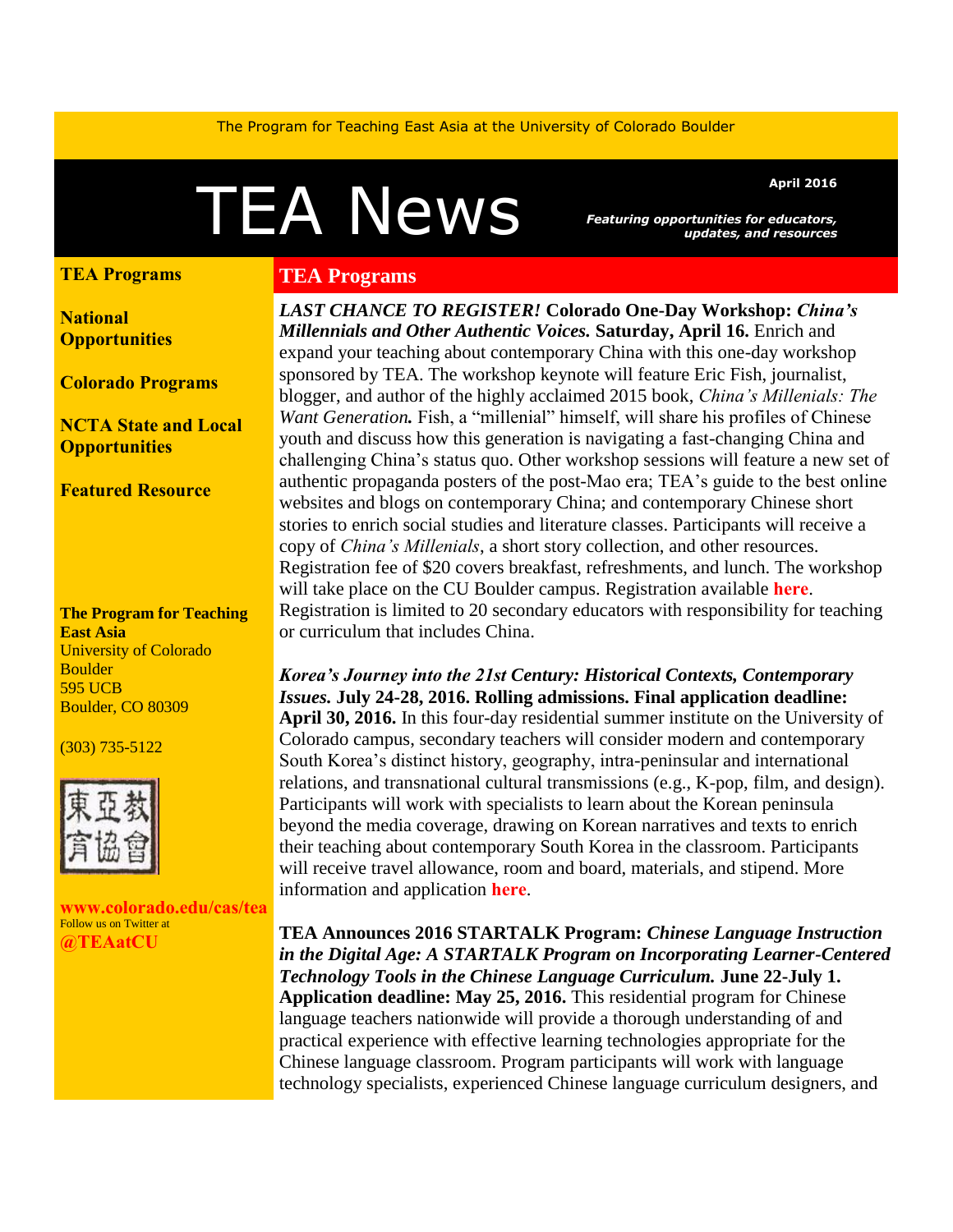The Program for Teaching East Asia at the University of Colorado Boulder

# TEA News

**April 2016**

***Featuring opportunities for educators, updates, and resources***

**TEA Programs**

**National Opportunities**

**Colorado Programs**

**NCTA State and Local Opportunities**

**Featured Resource**

**The Program for Teaching East Asia**
University of Colorado Boulder
595 UCB
Boulder, CO 80309

(303) 735-5122

東亞教育協會

**www.colorado.edu/cas/tea**
Follow us on Twitter at
**@TEAatCU**

## TEA Programs

***LAST CHANCE TO REGISTER!*** **Colorado One-Day Workshop: *China's Millennials and Other Authentic Voices.* Saturday, April 16.** Enrich and expand your teaching about contemporary China with this one-day workshop sponsored by TEA. The workshop keynote will feature Eric Fish, journalist, blogger, and author of the highly acclaimed 2015 book, *China's Millenials: The Want Generation.* Fish, a "millenial" himself, will share his profiles of Chinese youth and discuss how this generation is navigating a fast-changing China and challenging China's status quo. Other workshop sessions will feature a new set of authentic propaganda posters of the post-Mao era; TEA's guide to the best online websites and blogs on contemporary China; and contemporary Chinese short stories to enrich social studies and literature classes. Participants will receive a copy of *China's Millenials*, a short story collection, and other resources. Registration fee of $20 covers breakfast, refreshments, and lunch. The workshop will take place on the CU Boulder campus. Registration available **here**. Registration is limited to 20 secondary educators with responsibility for teaching or curriculum that includes China.

***Korea's Journey into the 21st Century: Historical Contexts, Contemporary Issues.*** **July 24-28, 2016. Rolling admissions. Final application deadline: April 30, 2016.** In this four-day residential summer institute on the University of Colorado campus, secondary teachers will consider modern and contemporary South Korea's distinct history, geography, intra-peninsular and international relations, and transnational cultural transmissions (e.g., K-pop, film, and design). Participants will work with specialists to learn about the Korean peninsula beyond the media coverage, drawing on Korean narratives and texts to enrich their teaching about contemporary South Korea in the classroom. Participants will receive travel allowance, room and board, materials, and stipend. More information and application **here**.

**TEA Announces 2016 STARTALK Program: *Chinese Language Instruction in the Digital Age: A STARTALK Program on Incorporating Learner-Centered Technology Tools in the Chinese Language Curriculum.* June 22-July 1. Application deadline: May 25, 2016.** This residential program for Chinese language teachers nationwide will provide a thorough understanding of and practical experience with effective learning technologies appropriate for the Chinese language classroom. Program participants will work with language technology specialists, experienced Chinese language curriculum designers, and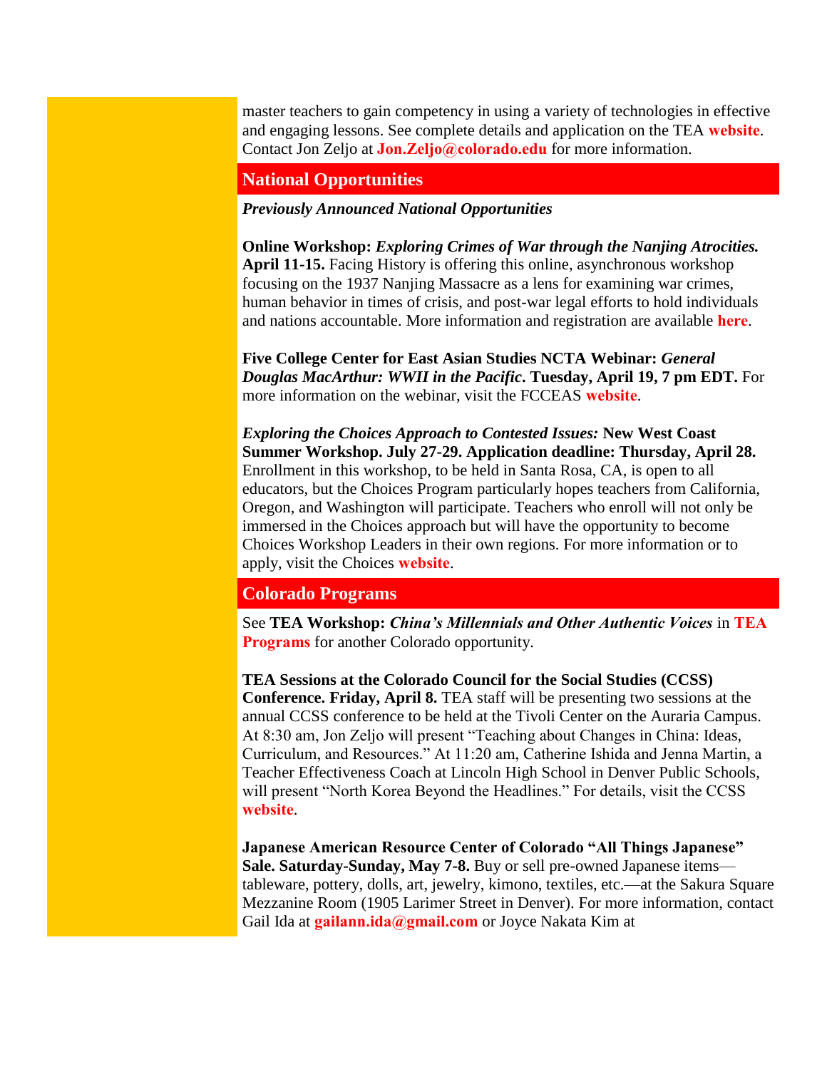master teachers to gain competency in using a variety of technologies in effective and engaging lessons. See complete details and application on the TEA **website**. Contact Jon Zeljo at **Jon.Zeljo@colorado.edu** for more information.

## National Opportunities

***Previously Announced National Opportunities***

**Online Workshop:** ***Exploring Crimes of War through the Nanjing Atrocities.*** **April 11-15.** Facing History is offering this online, asynchronous workshop focusing on the 1937 Nanjing Massacre as a lens for examining war crimes, human behavior in times of crisis, and post-war legal efforts to hold individuals and nations accountable. More information and registration are available **here**.

**Five College Center for East Asian Studies NCTA Webinar:** ***General Douglas MacArthur: WWII in the Pacific*****. Tuesday, April 19, 7 pm EDT.** For more information on the webinar, visit the FCCEAS **website**.

***Exploring the Choices Approach to Contested Issues:*** **New West Coast Summer Workshop. July 27-29. Application deadline: Thursday, April 28.** Enrollment in this workshop, to be held in Santa Rosa, CA, is open to all educators, but the Choices Program particularly hopes teachers from California, Oregon, and Washington will participate. Teachers who enroll will not only be immersed in the Choices approach but will have the opportunity to become Choices Workshop Leaders in their own regions. For more information or to apply, visit the Choices **website**.

## Colorado Programs

See **TEA Workshop:** ***China's Millennials and Other Authentic Voices*** in **TEA Programs** for another Colorado opportunity.

**TEA Sessions at the Colorado Council for the Social Studies (CCSS) Conference. Friday, April 8.** TEA staff will be presenting two sessions at the annual CCSS conference to be held at the Tivoli Center on the Auraria Campus. At 8:30 am, Jon Zeljo will present "Teaching about Changes in China: Ideas, Curriculum, and Resources." At 11:20 am, Catherine Ishida and Jenna Martin, a Teacher Effectiveness Coach at Lincoln High School in Denver Public Schools, will present "North Korea Beyond the Headlines." For details, visit the CCSS **website**.

**Japanese American Resource Center of Colorado "All Things Japanese" Sale. Saturday-Sunday, May 7-8.** Buy or sell pre-owned Japanese items—tableware, pottery, dolls, art, jewelry, kimono, textiles, etc.—at the Sakura Square Mezzanine Room (1905 Larimer Street in Denver). For more information, contact Gail Ida at **gailann.ida@gmail.com** or Joyce Nakata Kim at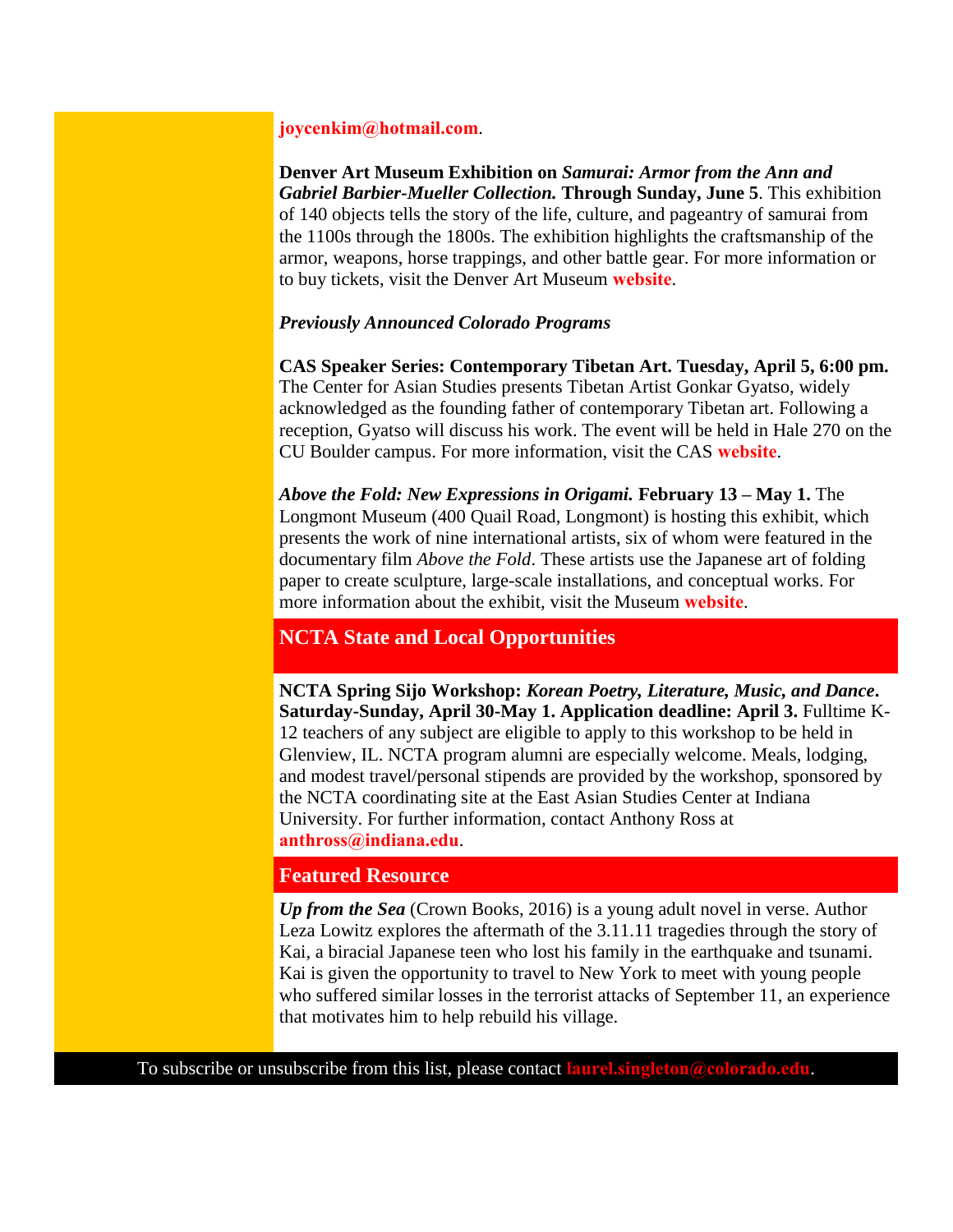**joycenkim@hotmail.com**.

**Denver Art Museum Exhibition on *Samurai: Armor from the Ann and Gabriel Barbier-Mueller Collection.* Through Sunday, June 5**. This exhibition of 140 objects tells the story of the life, culture, and pageantry of samurai from the 1100s through the 1800s. The exhibition highlights the craftsmanship of the armor, weapons, horse trappings, and other battle gear. For more information or to buy tickets, visit the Denver Art Museum **website**.

***Previously Announced Colorado Programs***

**CAS Speaker Series: Contemporary Tibetan Art. Tuesday, April 5, 6:00 pm.** The Center for Asian Studies presents Tibetan Artist Gonkar Gyatso, widely acknowledged as the founding father of contemporary Tibetan art. Following a reception, Gyatso will discuss his work. The event will be held in Hale 270 on the CU Boulder campus. For more information, visit the CAS **website**.

***Above the Fold: New Expressions in Origami.* February 13 – May 1.** The Longmont Museum (400 Quail Road, Longmont) is hosting this exhibit, which presents the work of nine international artists, six of whom were featured in the documentary film *Above the Fold*. These artists use the Japanese art of folding paper to create sculpture, large-scale installations, and conceptual works. For more information about the exhibit, visit the Museum **website**.

## NCTA State and Local Opportunities

**NCTA Spring Sijo Workshop: *Korean Poetry, Literature, Music, and Dance*. Saturday-Sunday, April 30-May 1. Application deadline: April 3.** Fulltime K-12 teachers of any subject are eligible to apply to this workshop to be held in Glenview, IL. NCTA program alumni are especially welcome. Meals, lodging, and modest travel/personal stipends are provided by the workshop, sponsored by the NCTA coordinating site at the East Asian Studies Center at Indiana University. For further information, contact Anthony Ross at **anthross@indiana.edu**.

## Featured Resource

***Up from the Sea*** (Crown Books, 2016) is a young adult novel in verse. Author Leza Lowitz explores the aftermath of the 3.11.11 tragedies through the story of Kai, a biracial Japanese teen who lost his family in the earthquake and tsunami. Kai is given the opportunity to travel to New York to meet with young people who suffered similar losses in the terrorist attacks of September 11, an experience that motivates him to help rebuild his village.

To subscribe or unsubscribe from this list, please contact **laurel.singleton@colorado.edu**.